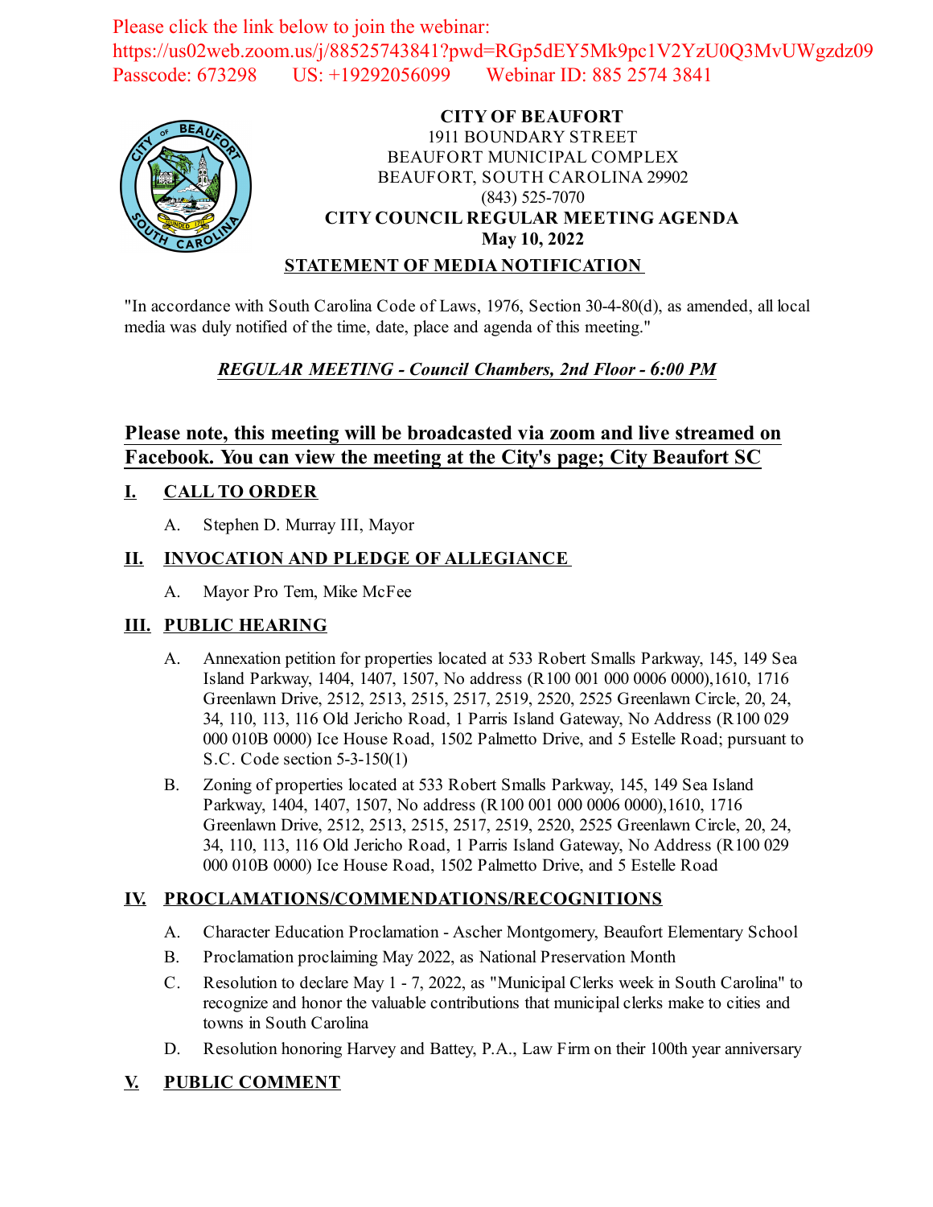Please click the link below to join the webinar:
https://us02web.zoom.us/j/88525743841?pwd=RGp5dEY5Mk9pc1V2YzU0Q3MvUWgzdz09
Passcode: 673298 US: +19292056099 Webinar ID: 885 2574 3841

**CITY OF BEAUFORT**
1911 BOUNDARY STREET
BEAUFORT MUNICIPAL COMPLEX
BEAUFORT, SOUTH CAROLINA 29902
(843) 525-7070
**CITY COUNCIL REGULAR MEETING AGENDA**
**May 10, 2022**

**STATEMENT OF MEDIA NOTIFICATION**

"In accordance with South Carolina Code of Laws, 1976, Section 30-4-80(d), as amended, all local media was duly notified of the time, date, place and agenda of this meeting."

***REGULAR MEETING - Council Chambers, 2nd Floor - 6:00 PM***

## Please note, this meeting will be broadcasted via zoom and live streamed on Facebook. You can view the meeting at the City's page; City Beaufort SC

## I. CALL TO ORDER

A. Stephen D. Murray III, Mayor

## II. INVOCATION AND PLEDGE OF ALLEGIANCE

A. Mayor Pro Tem, Mike McFee

## III. PUBLIC HEARING

A. Annexation petition for properties located at 533 Robert Smalls Parkway, 145, 149 Sea Island Parkway, 1404, 1407, 1507, No address (R100 001 000 0006 0000),1610, 1716 Greenlawn Drive, 2512, 2513, 2515, 2517, 2519, 2520, 2525 Greenlawn Circle, 20, 24, 34, 110, 113, 116 Old Jericho Road, 1 Parris Island Gateway, No Address (R100 029 000 010B 0000) Ice House Road, 1502 Palmetto Drive, and 5 Estelle Road; pursuant to S.C. Code section 5-3-150(1)

B. Zoning of properties located at 533 Robert Smalls Parkway, 145, 149 Sea Island Parkway, 1404, 1407, 1507, No address (R100 001 000 0006 0000),1610, 1716 Greenlawn Drive, 2512, 2513, 2515, 2517, 2519, 2520, 2525 Greenlawn Circle, 20, 24, 34, 110, 113, 116 Old Jericho Road, 1 Parris Island Gateway, No Address (R100 029 000 010B 0000) Ice House Road, 1502 Palmetto Drive, and 5 Estelle Road

## IV. PROCLAMATIONS/COMMENDATIONS/RECOGNITIONS

A. Character Education Proclamation - Ascher Montgomery, Beaufort Elementary School

B. Proclamation proclaiming May 2022, as National Preservation Month

C. Resolution to declare May 1 - 7, 2022, as "Municipal Clerks week in South Carolina" to recognize and honor the valuable contributions that municipal clerks make to cities and towns in South Carolina

D. Resolution honoring Harvey and Battey, P.A., Law Firm on their 100th year anniversary

## V. PUBLIC COMMENT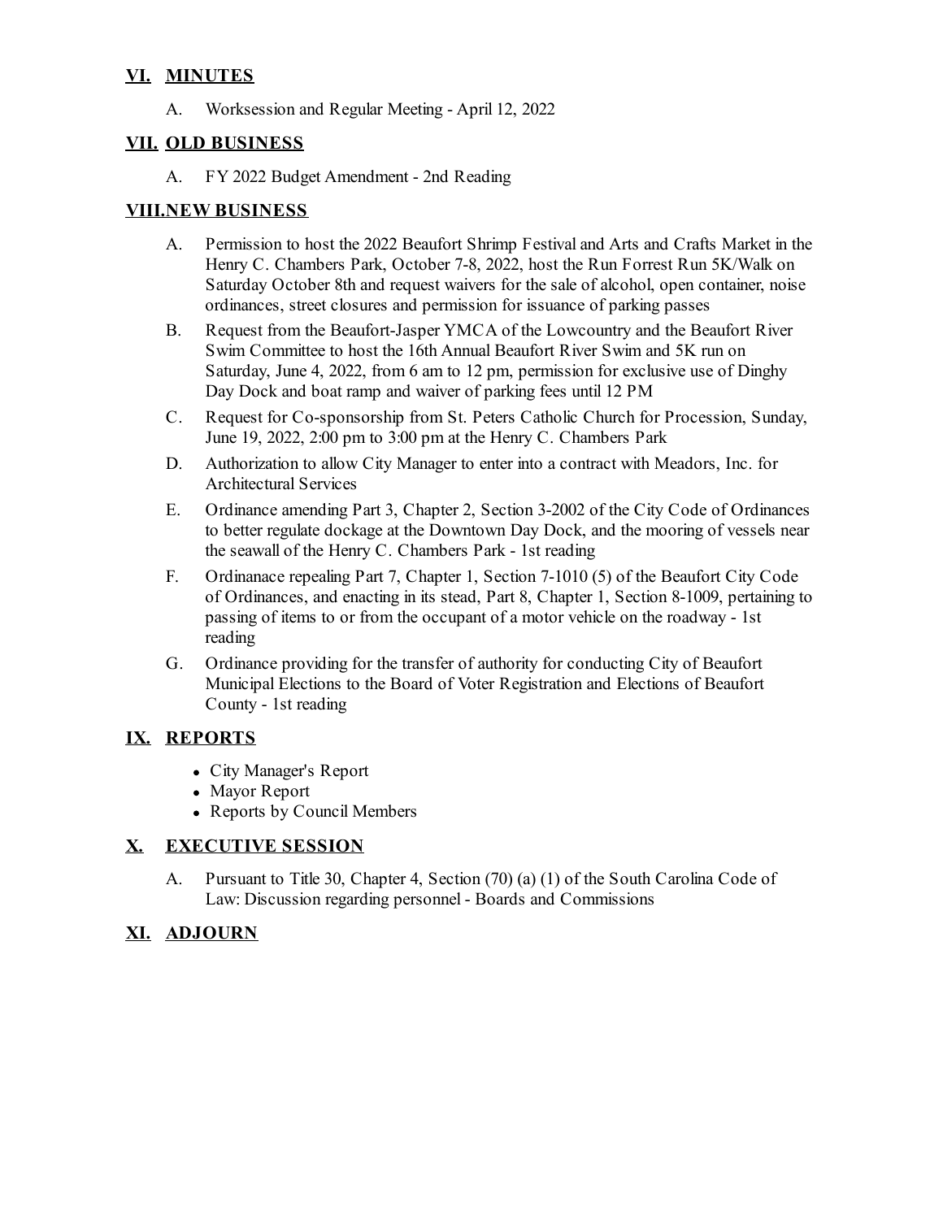## VI. MINUTES

A. Worksession and Regular Meeting - April 12, 2022

## VII. OLD BUSINESS

A. FY 2022 Budget Amendment - 2nd Reading

## VIII. NEW BUSINESS

A. Permission to host the 2022 Beaufort Shrimp Festival and Arts and Crafts Market in the Henry C. Chambers Park, October 7-8, 2022, host the Run Forrest Run 5K/Walk on Saturday October 8th and request waivers for the sale of alcohol, open container, noise ordinances, street closures and permission for issuance of parking passes

B. Request from the Beaufort-Jasper YMCA of the Lowcountry and the Beaufort River Swim Committee to host the 16th Annual Beaufort River Swim and 5K run on Saturday, June 4, 2022, from 6 am to 12 pm, permission for exclusive use of Dinghy Day Dock and boat ramp and waiver of parking fees until 12 PM

C. Request for Co-sponsorship from St. Peters Catholic Church for Procession, Sunday, June 19, 2022, 2:00 pm to 3:00 pm at the Henry C. Chambers Park

D. Authorization to allow City Manager to enter into a contract with Meadors, Inc. for Architectural Services

E. Ordinance amending Part 3, Chapter 2, Section 3-2002 of the City Code of Ordinances to better regulate dockage at the Downtown Day Dock, and the mooring of vessels near the seawall of the Henry C. Chambers Park - 1st reading

F. Ordinanace repealing Part 7, Chapter 1, Section 7-1010 (5) of the Beaufort City Code of Ordinances, and enacting in its stead, Part 8, Chapter 1, Section 8-1009, pertaining to passing of items to or from the occupant of a motor vehicle on the roadway - 1st reading

G. Ordinance providing for the transfer of authority for conducting City of Beaufort Municipal Elections to the Board of Voter Registration and Elections of Beaufort County - 1st reading

## IX. REPORTS

- City Manager's Report
- Mayor Report
- Reports by Council Members

## X. EXECUTIVE SESSION

A. Pursuant to Title 30, Chapter 4, Section (70) (a) (1) of the South Carolina Code of Law: Discussion regarding personnel - Boards and Commissions

## XI. ADJOURN